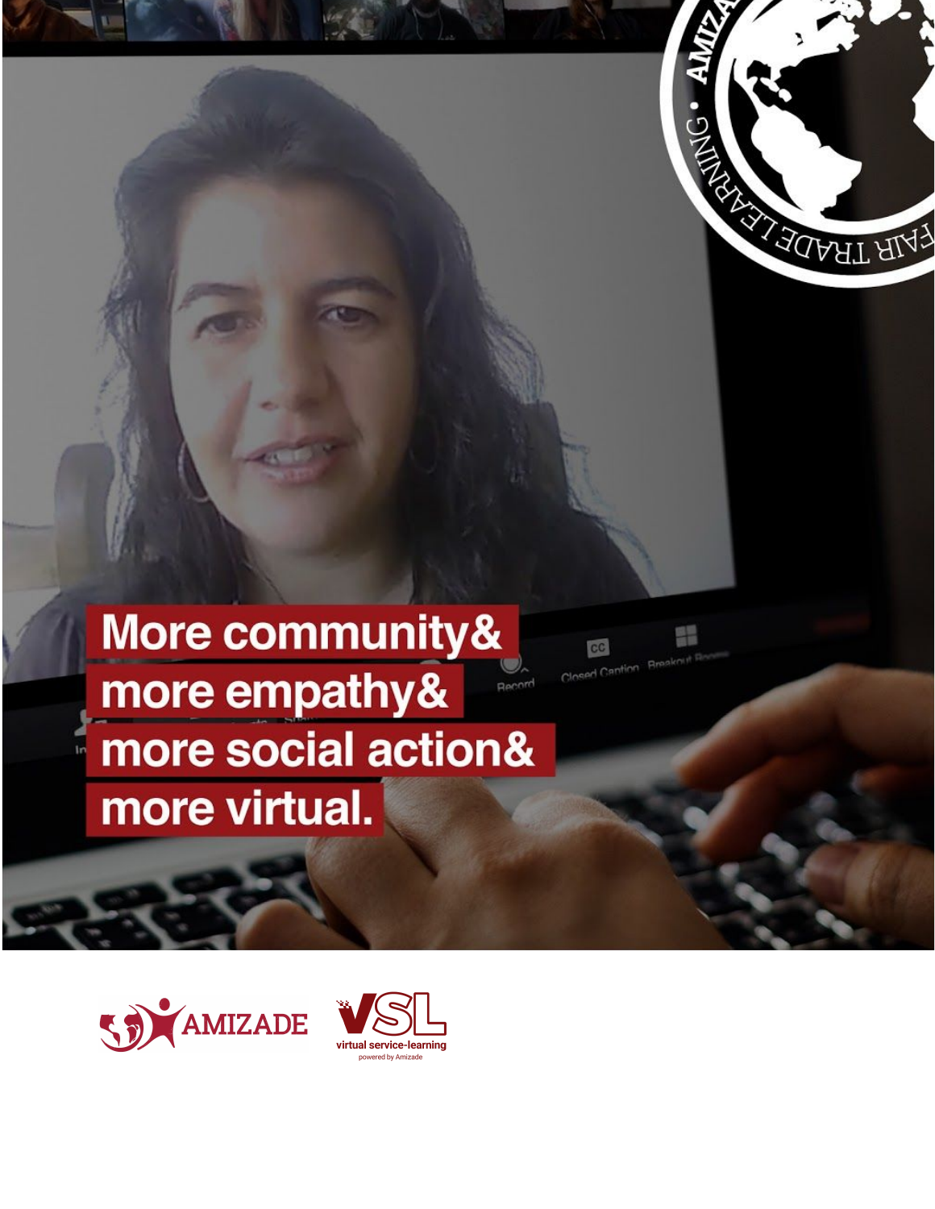More community&
more empathy&
more social action&
more virtual.

AMIZADE

VSL
virtual service-learning
powered by Amizade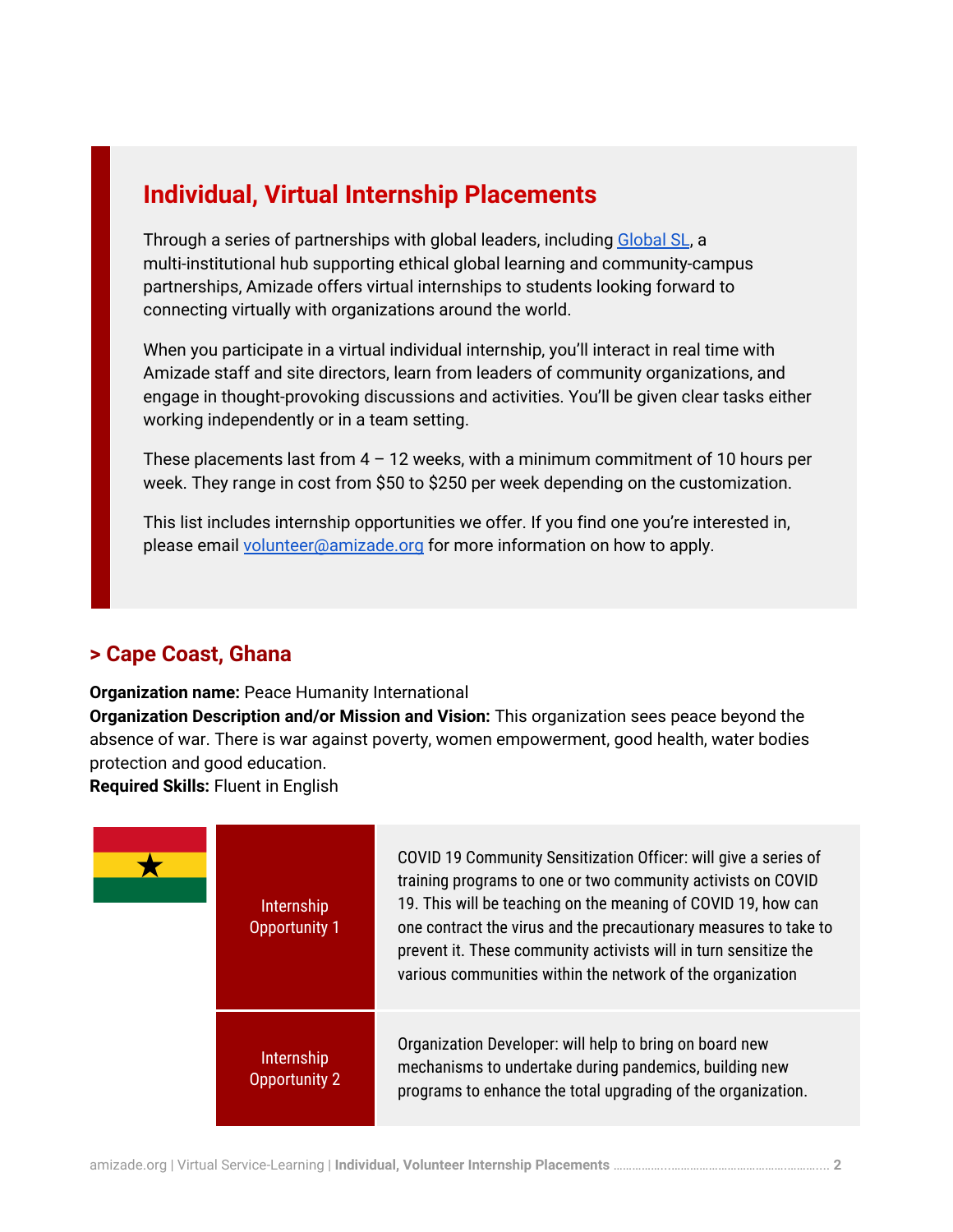## Individual, Virtual Internship Placements

Through a series of partnerships with global leaders, including Global SL, a multi-institutional hub supporting ethical global learning and community-campus partnerships, Amizade offers virtual internships to students looking forward to connecting virtually with organizations around the world.

When you participate in a virtual individual internship, you'll interact in real time with Amizade staff and site directors, learn from leaders of community organizations, and engage in thought-provoking discussions and activities. You'll be given clear tasks either working independently or in a team setting.

These placements last from 4 – 12 weeks, with a minimum commitment of 10 hours per week. They range in cost from $50 to $250 per week depending on the customization.

This list includes internship opportunities we offer. If you find one you're interested in, please email volunteer@amizade.org for more information on how to apply.

### > Cape Coast, Ghana

**Organization name:** Peace Humanity International
**Organization Description and/or Mission and Vision:** This organization sees peace beyond the absence of war. There is war against poverty, women empowerment, good health, water bodies protection and good education.
**Required Skills:** Fluent in English

| | |
|---|---|
| Internship Opportunity 1 | COVID 19 Community Sensitization Officer: will give a series of training programs to one or two community activists on COVID 19. This will be teaching on the meaning of COVID 19, how can one contract the virus and the precautionary measures to take to prevent it. These community activists will in turn sensitize the various communities within the network of the organization |
| Internship Opportunity 2 | Organization Developer: will help to bring on board new mechanisms to undertake during pandemics, building new programs to enhance the total upgrading of the organization. |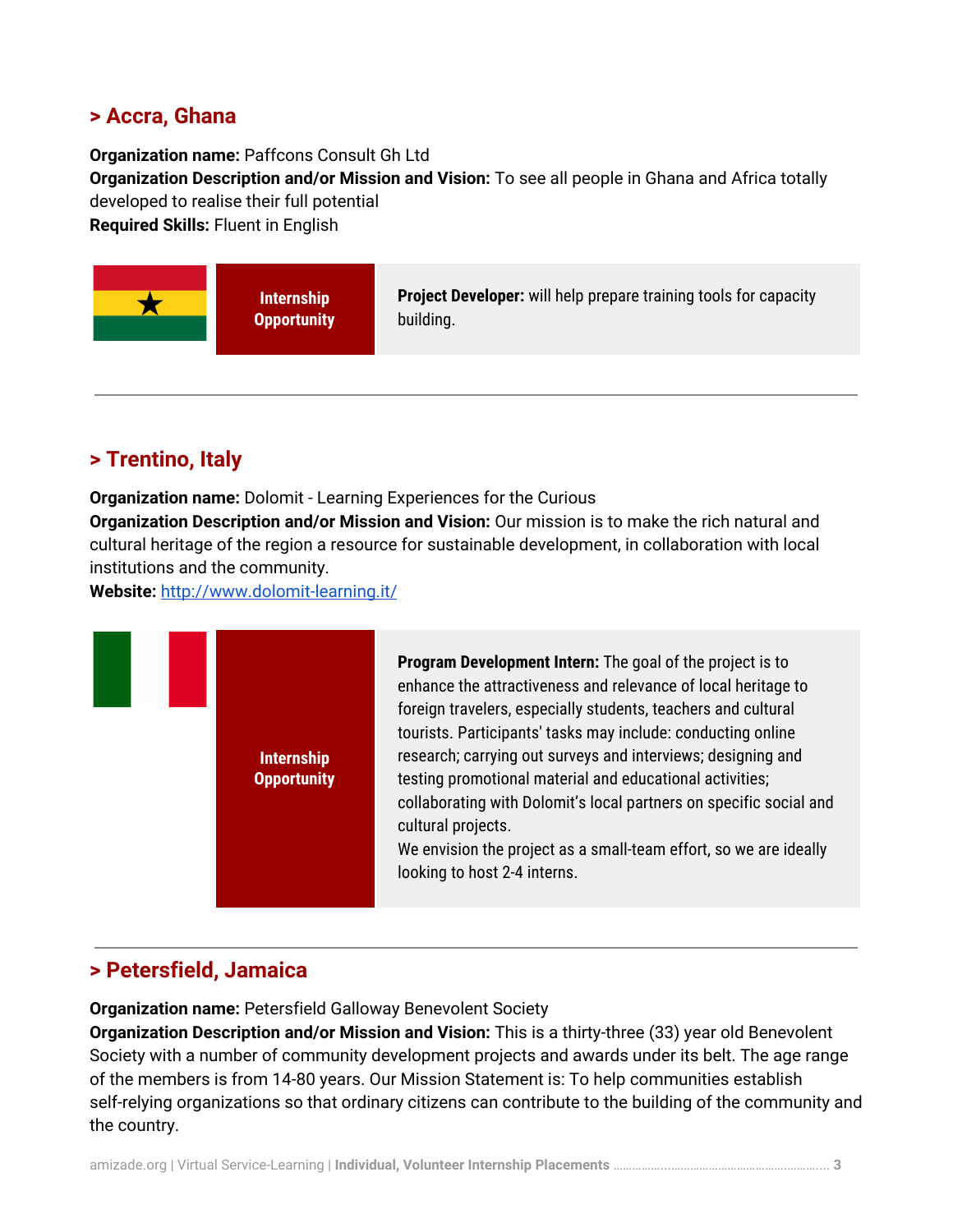## > Accra, Ghana

**Organization name:** Paffcons Consult Gh Ltd
**Organization Description and/or Mission and Vision:** To see all people in Ghana and Africa totally developed to realise their full potential
**Required Skills:** Fluent in English

| Internship Opportunity | **Project Developer:** will help prepare training tools for capacity building. |
|---|---|

---

## > Trentino, Italy

**Organization name:** Dolomit - Learning Experiences for the Curious
**Organization Description and/or Mission and Vision:** Our mission is to make the rich natural and cultural heritage of the region a resource for sustainable development, in collaboration with local institutions and the community.
**Website:** [http://www.dolomit-learning.it/](http://www.dolomit-learning.it/)

| Internship Opportunity | **Program Development Intern:** The goal of the project is to enhance the attractiveness and relevance of local heritage to foreign travelers, especially students, teachers and cultural tourists. Participants' tasks may include: conducting online research; carrying out surveys and interviews; designing and testing promotional material and educational activities; collaborating with Dolomit's local partners on specific social and cultural projects. We envision the project as a small-team effort, so we are ideally looking to host 2-4 interns. |
|---|---|

---

## > Petersfield, Jamaica

**Organization name:** Petersfield Galloway Benevolent Society
**Organization Description and/or Mission and Vision:** This is a thirty-three (33) year old Benevolent Society with a number of community development projects and awards under its belt. The age range of the members is from 14-80 years. Our Mission Statement is: To help communities establish self-relying organizations so that ordinary citizens can contribute to the building of the community and the country.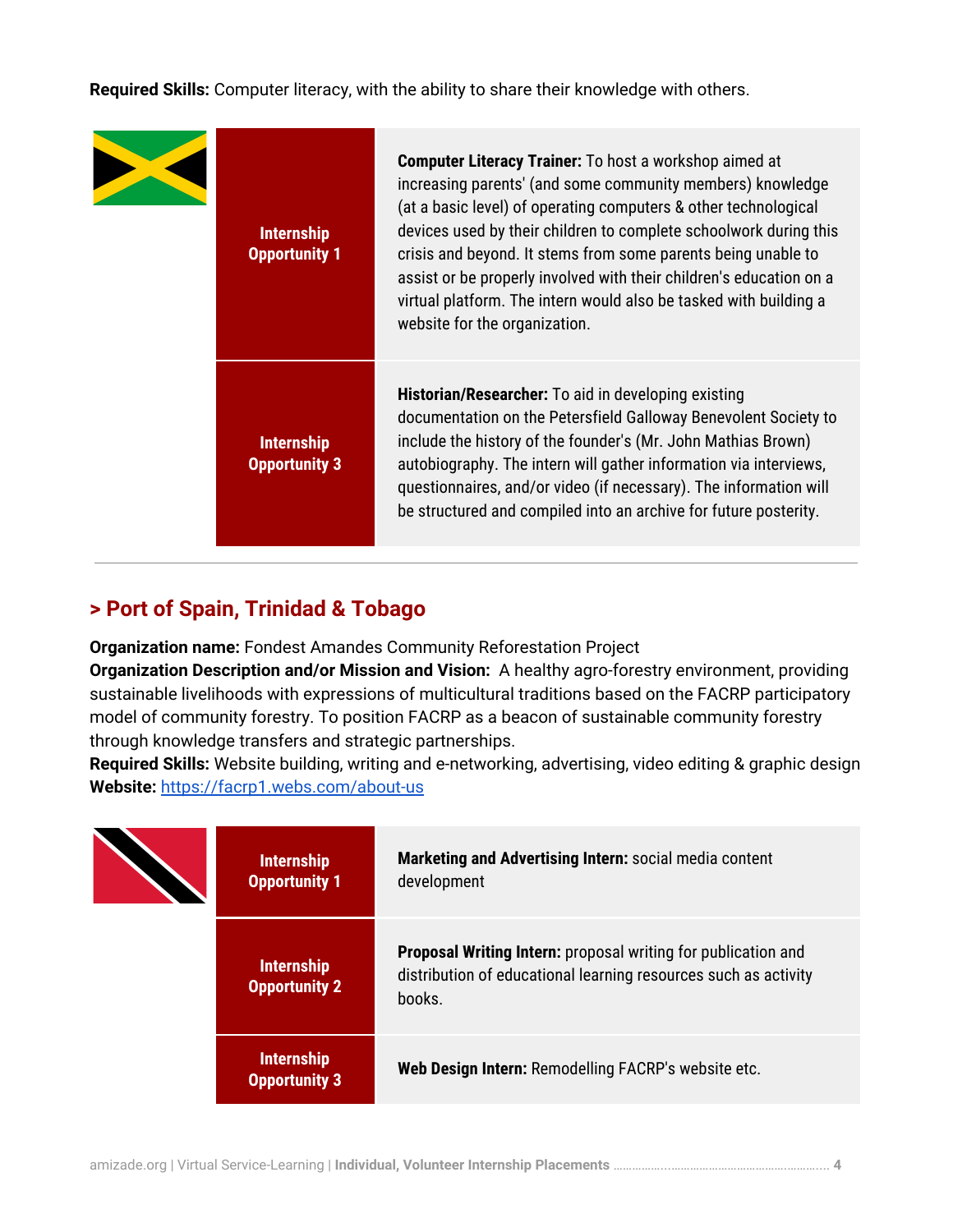**Required Skills:** Computer literacy, with the ability to share their knowledge with others.

| | |
|---|---|
| Internship Opportunity 1 | **Computer Literacy Trainer:** To host a workshop aimed at increasing parents' (and some community members) knowledge (at a basic level) of operating computers & other technological devices used by their children to complete schoolwork during this crisis and beyond. It stems from some parents being unable to assist or be properly involved with their children's education on a virtual platform. The intern would also be tasked with building a website for the organization. |
| Internship Opportunity 3 | **Historian/Researcher:** To aid in developing existing documentation on the Petersfield Galloway Benevolent Society to include the history of the founder's (Mr. John Mathias Brown) autobiography. The intern will gather information via interviews, questionnaires, and/or video (if necessary). The information will be structured and compiled into an archive for future posterity. |

---

## > Port of Spain, Trinidad & Tobago

**Organization name:** Fondest Amandes Community Reforestation Project
**Organization Description and/or Mission and Vision:** A healthy agro-forestry environment, providing sustainable livelihoods with expressions of multicultural traditions based on the FACRP participatory model of community forestry. To position FACRP as a beacon of sustainable community forestry through knowledge transfers and strategic partnerships.
**Required Skills:** Website building, writing and e-networking, advertising, video editing & graphic design
**Website:** [https://facrp1.webs.com/about-us](https://facrp1.webs.com/about-us)

| | |
|---|---|
| Internship Opportunity 1 | **Marketing and Advertising Intern:** social media content development |
| Internship Opportunity 2 | **Proposal Writing Intern:** proposal writing for publication and distribution of educational learning resources such as activity books. |
| Internship Opportunity 3 | **Web Design Intern:** Remodelling FACRP's website etc. |